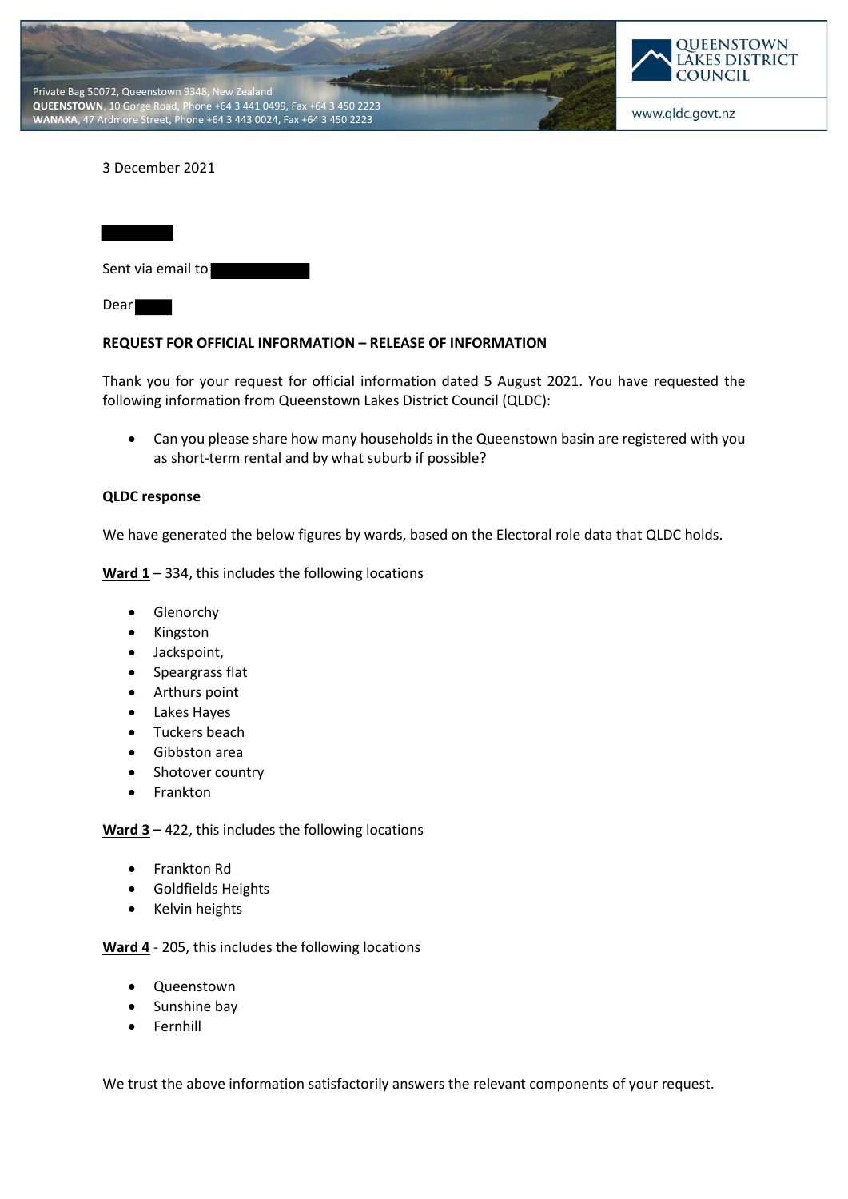Private Bag 50072, Queenstown 9348, New Zealand
**QUEENSTOWN**, 10 Gorge Road, Phone +64 3 441 0499, Fax +64 3 450 2223
**WANAKA**, 47 Ardmore Street, Phone +64 3 443 0024, Fax +64 3 450 2223

QUEENSTOWN LAKES DISTRICT COUNCIL

www.qldc.govt.nz

3 December 2021

Sent via email to

Dear

**REQUEST FOR OFFICIAL INFORMATION – RELEASE OF INFORMATION**

Thank you for your request for official information dated 5 August 2021. You have requested the following information from Queenstown Lakes District Council (QLDC):

- Can you please share how many households in the Queenstown basin are registered with you as short-term rental and by what suburb if possible?

**QLDC response**

We have generated the below figures by wards, based on the Electoral role data that QLDC holds.

**Ward 1** – 334, this includes the following locations

- Glenorchy
- Kingston
- Jackspoint,
- Speargrass flat
- Arthurs point
- Lakes Hayes
- Tuckers beach
- Gibbston area
- Shotover country
- Frankton

**Ward 3 –** 422, this includes the following locations

- Frankton Rd
- Goldfields Heights
- Kelvin heights

**Ward 4** - 205, this includes the following locations

- Queenstown
- Sunshine bay
- Fernhill

We trust the above information satisfactorily answers the relevant components of your request.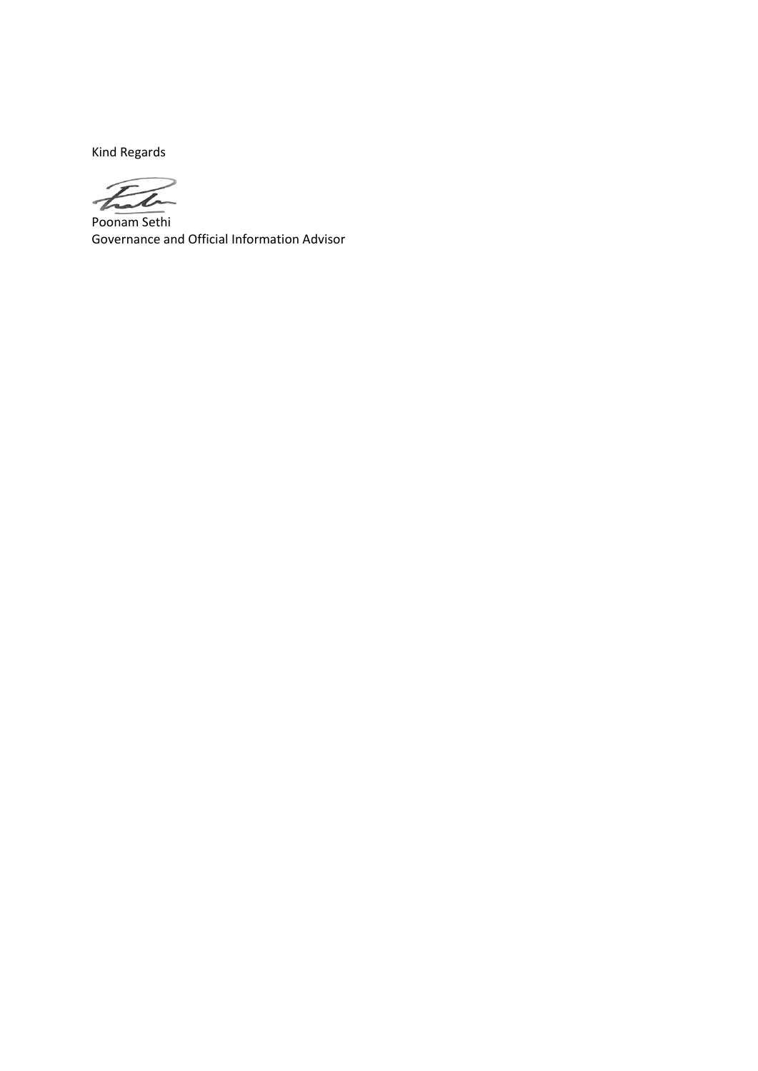Kind Regards

Poonam Sethi
Governance and Official Information Advisor